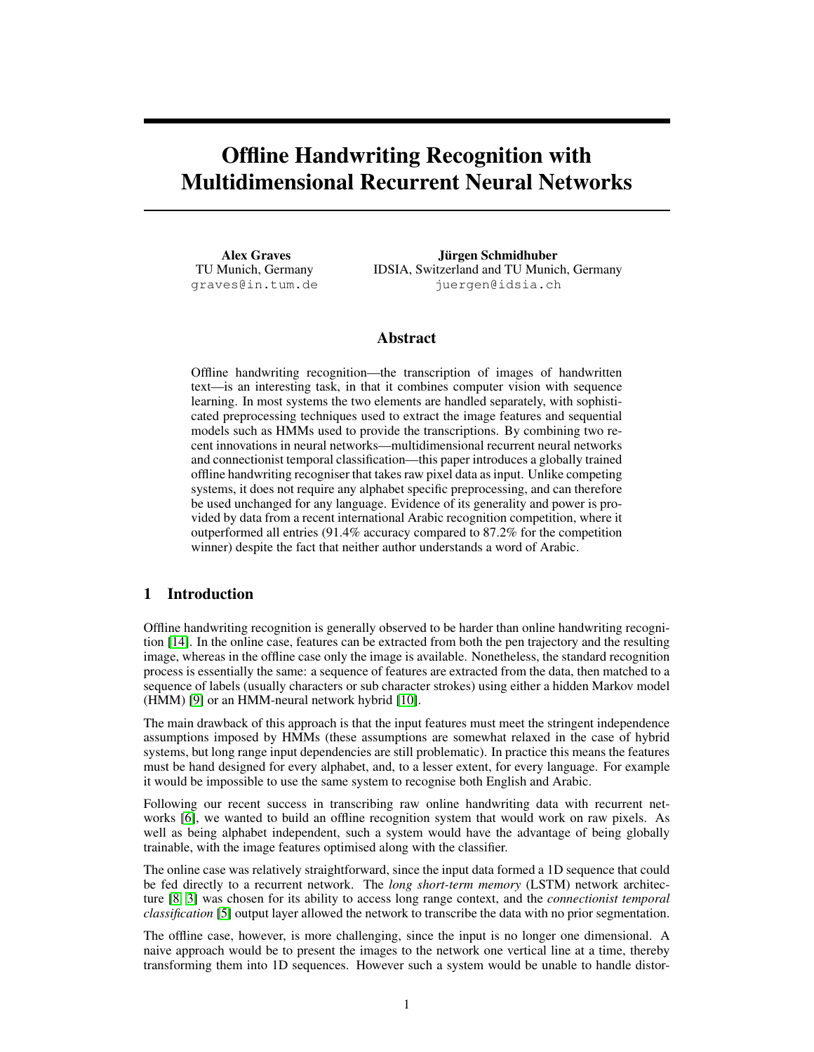# Offline Handwriting Recognition with Multidimensional Recurrent Neural Networks

**Alex Graves**
TU Munich, Germany
graves@in.tum.de

**Jürgen Schmidhuber**
IDSIA, Switzerland and TU Munich, Germany
juergen@idsia.ch

## Abstract

Offline handwriting recognition—the transcription of images of handwritten text—is an interesting task, in that it combines computer vision with sequence learning. In most systems the two elements are handled separately, with sophisticated preprocessing techniques used to extract the image features and sequential models such as HMMs used to provide the transcriptions. By combining two recent innovations in neural networks—multidimensional recurrent neural networks and connectionist temporal classification—this paper introduces a globally trained offline handwriting recogniser that takes raw pixel data as input. Unlike competing systems, it does not require any alphabet specific preprocessing, and can therefore be used unchanged for any language. Evidence of its generality and power is provided by data from a recent international Arabic recognition competition, where it outperformed all entries (91.4% accuracy compared to 87.2% for the competition winner) despite the fact that neither author understands a word of Arabic.

## 1 Introduction

Offline handwriting recognition is generally observed to be harder than online handwriting recognition [14]. In the online case, features can be extracted from both the pen trajectory and the resulting image, whereas in the offline case only the image is available. Nonetheless, the standard recognition process is essentially the same: a sequence of features are extracted from the data, then matched to a sequence of labels (usually characters or sub character strokes) using either a hidden Markov model (HMM) [9] or an HMM-neural network hybrid [10].

The main drawback of this approach is that the input features must meet the stringent independence assumptions imposed by HMMs (these assumptions are somewhat relaxed in the case of hybrid systems, but long range input dependencies are still problematic). In practice this means the features must be hand designed for every alphabet, and, to a lesser extent, for every language. For example it would be impossible to use the same system to recognise both English and Arabic.

Following our recent success in transcribing raw online handwriting data with recurrent networks [6], we wanted to build an offline recognition system that would work on raw pixels. As well as being alphabet independent, such a system would have the advantage of being globally trainable, with the image features optimised along with the classifier.

The online case was relatively straightforward, since the input data formed a 1D sequence that could be fed directly to a recurrent network. The *long short-term memory* (LSTM) network architecture [8, 3] was chosen for its ability to access long range context, and the *connectionist temporal classification* [5] output layer allowed the network to transcribe the data with no prior segmentation.

The offline case, however, is more challenging, since the input is no longer one dimensional. A naive approach would be to present the images to the network one vertical line at a time, thereby transforming them into 1D sequences. However such a system would be unable to handle distor-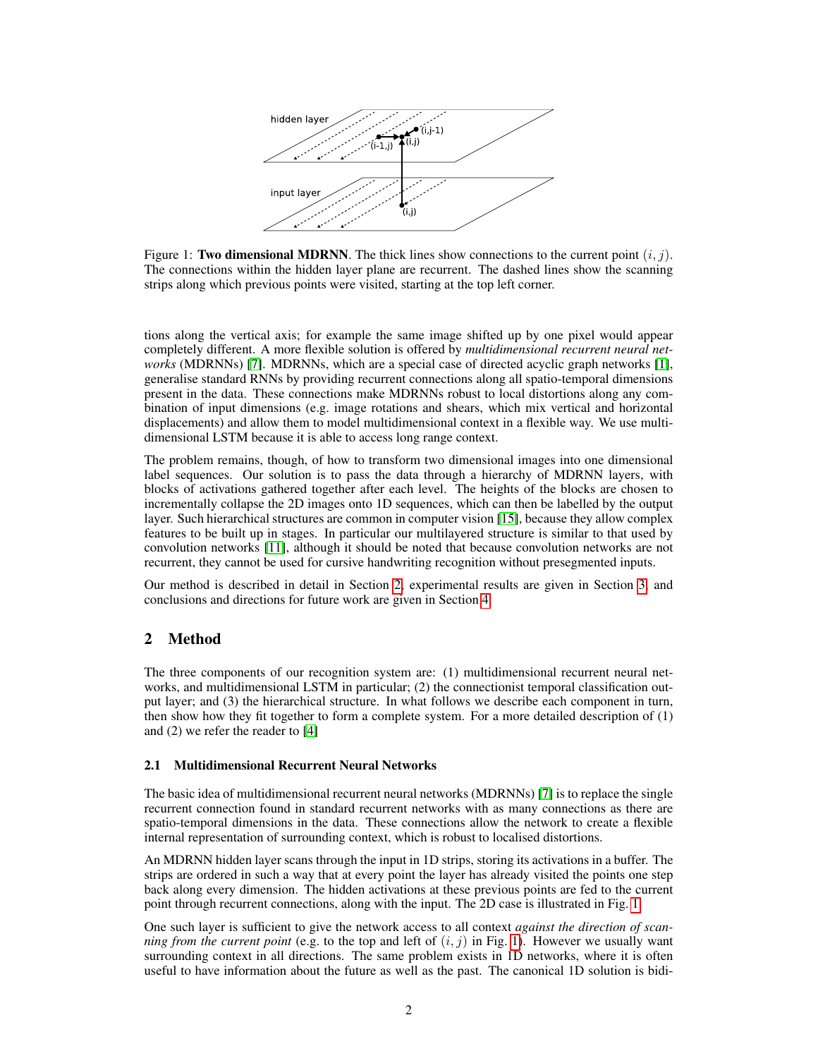Figure 1: **Two dimensional MDRNN**. The thick lines show connections to the current point $(i, j)$. The connections within the hidden layer plane are recurrent. The dashed lines show the scanning strips along which previous points were visited, starting at the top left corner.

tions along the vertical axis; for example the same image shifted up by one pixel would appear completely different. A more flexible solution is offered by *multidimensional recurrent neural networks* (MDRNNs) [7]. MDRNNs, which are a special case of directed acyclic graph networks [1], generalise standard RNNs by providing recurrent connections along all spatio-temporal dimensions present in the data. These connections make MDRNNs robust to local distortions along any combination of input dimensions (e.g. image rotations and shears, which mix vertical and horizontal displacements) and allow them to model multidimensional context in a flexible way. We use multidimensional LSTM because it is able to access long range context.

The problem remains, though, of how to transform two dimensional images into one dimensional label sequences. Our solution is to pass the data through a hierarchy of MDRNN layers, with blocks of activations gathered together after each level. The heights of the blocks are chosen to incrementally collapse the 2D images onto 1D sequences, which can then be labelled by the output layer. Such hierarchical structures are common in computer vision [15], because they allow complex features to be built up in stages. In particular our multilayered structure is similar to that used by convolution networks [11], although it should be noted that because convolution networks are not recurrent, they cannot be used for cursive handwriting recognition without presegmented inputs.

Our method is described in detail in Section 2, experimental results are given in Section 3, and conclusions and directions for future work are given in Section 4.

## 2 Method

The three components of our recognition system are: (1) multidimensional recurrent neural networks, and multidimensional LSTM in particular; (2) the connectionist temporal classification output layer; and (3) the hierarchical structure. In what follows we describe each component in turn, then show how they fit together to form a complete system. For a more detailed description of (1) and (2) we refer the reader to [4]

### 2.1 Multidimensional Recurrent Neural Networks

The basic idea of multidimensional recurrent neural networks (MDRNNs) [7] is to replace the single recurrent connection found in standard recurrent networks with as many connections as there are spatio-temporal dimensions in the data. These connections allow the network to create a flexible internal representation of surrounding context, which is robust to localised distortions.

An MDRNN hidden layer scans through the input in 1D strips, storing its activations in a buffer. The strips are ordered in such a way that at every point the layer has already visited the points one step back along every dimension. The hidden activations at these previous points are fed to the current point through recurrent connections, along with the input. The 2D case is illustrated in Fig. 1

One such layer is sufficient to give the network access to all context *against the direction of scanning from the current point* (e.g. to the top and left of $(i, j)$ in Fig. 1). However we usually want surrounding context in all directions. The same problem exists in 1D networks, where it is often useful to have information about the future as well as the past. The canonical 1D solution is bidi-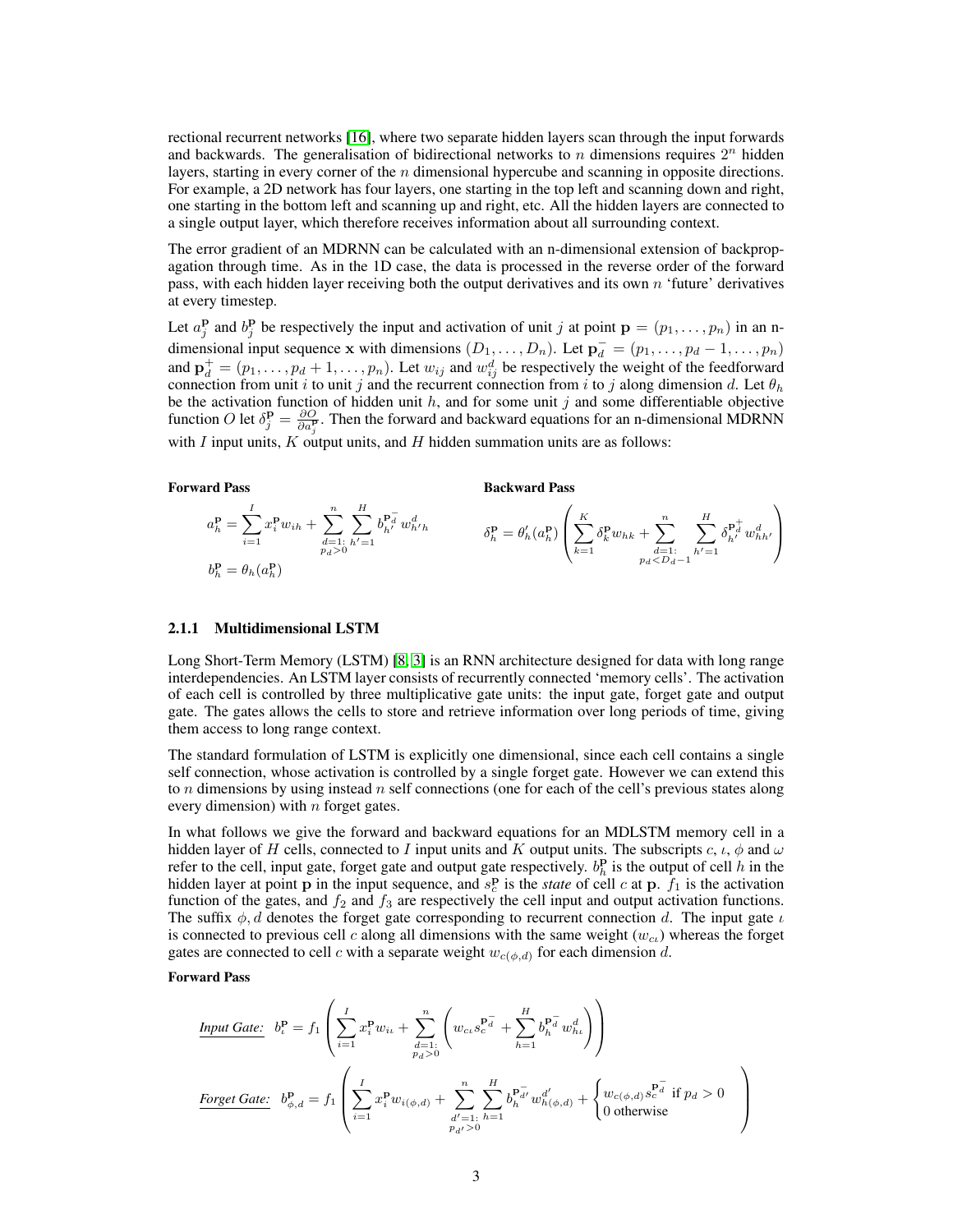rectional recurrent networks [16], where two separate hidden layers scan through the input forwards and backwards. The generalisation of bidirectional networks to $n$ dimensions requires $2^n$ hidden layers, starting in every corner of the $n$ dimensional hypercube and scanning in opposite directions. For example, a 2D network has four layers, one starting in the top left and scanning down and right, one starting in the bottom left and scanning up and right, etc. All the hidden layers are connected to a single output layer, which therefore receives information about all surrounding context.

The error gradient of an MDRNN can be calculated with an n-dimensional extension of backpropagation through time. As in the 1D case, the data is processed in the reverse order of the forward pass, with each hidden layer receiving both the output derivatives and its own $n$ 'future' derivatives at every timestep.

Let $a_j^{\mathbf{p}}$ and $b_j^{\mathbf{p}}$ be respectively the input and activation of unit $j$ at point $\mathbf{p} = (p_1, \ldots, p_n)$ in an n-dimensional input sequence $\mathbf{x}$ with dimensions $(D_1, \ldots, D_n)$. Let $\mathbf{p}_d^- = (p_1, \ldots, p_d - 1, \ldots, p_n)$ and $\mathbf{p}_d^+ = (p_1, \ldots, p_d + 1, \ldots, p_n)$. Let $w_{ij}$ and $w_{ij}^d$ be respectively the weight of the feedforward connection from unit $i$ to unit $j$ and the recurrent connection from $i$ to $j$ along dimension $d$. Let $\theta_h$ be the activation function of hidden unit $h$, and for some unit $j$ and some differentiable objective function $O$ let $\delta_j^{\mathbf{p}} = \frac{\partial O}{\partial a_j^{\mathbf{p}}}$. Then the forward and backward equations for an n-dimensional MDRNN with $I$ input units, $K$ output units, and $H$ hidden summation units are as follows:

**Forward Pass**

$$a_h^{\mathbf{p}} = \sum_{i=1}^{I} x_i^{\mathbf{p}} w_{ih} + \sum_{\substack{d=1: \\ p_d > 0}}^{n} \sum_{h'=1}^{H} b_{h'}^{\mathbf{p}_d^-} w_{h'h}^d$$

$$b_h^{\mathbf{p}} = \theta_h(a_h^{\mathbf{p}})$$

**Backward Pass**

$$\delta_h^{\mathbf{p}} = \theta_h'(a_h^{\mathbf{p}}) \left( \sum_{k=1}^{K} \delta_k^{\mathbf{p}} w_{hk} + \sum_{\substack{d=1: \\ p_d < D_d - 1}}^{n} \sum_{h'=1}^{H} \delta_{h'}^{\mathbf{p}_d^+} w_{hh'}^d \right)$$

#### 2.1.1 Multidimensional LSTM

Long Short-Term Memory (LSTM) [8, 3] is an RNN architecture designed for data with long range interdependencies. An LSTM layer consists of recurrently connected 'memory cells'. The activation of each cell is controlled by three multiplicative gate units: the input gate, forget gate and output gate. The gates allows the cells to store and retrieve information over long periods of time, giving them access to long range context.

The standard formulation of LSTM is explicitly one dimensional, since each cell contains a single self connection, whose activation is controlled by a single forget gate. However we can extend this to $n$ dimensions by using instead $n$ self connections (one for each of the cell's previous states along every dimension) with $n$ forget gates.

In what follows we give the forward and backward equations for an MDLSTM memory cell in a hidden layer of $H$ cells, connected to $I$ input units and $K$ output units. The subscripts $c$, $\iota$, $\phi$ and $\omega$ refer to the cell, input gate, forget gate and output gate respectively. $b_h^{\mathbf{p}}$ is the output of cell $h$ in the hidden layer at point $\mathbf{p}$ in the input sequence, and $s_c^{\mathbf{p}}$ is the *state* of cell $c$ at $\mathbf{p}$. $f_1$ is the activation function of the gates, and $f_2$ and $f_3$ are respectively the cell input and output activation functions. The suffix $\phi, d$ denotes the forget gate corresponding to recurrent connection $d$. The input gate $\iota$ is connected to previous cell $c$ along all dimensions with the same weight ($w_{c\iota}$) whereas the forget gates are connected to cell $c$ with a separate weight $w_{c(\phi,d)}$ for each dimension $d$.

**Forward Pass**

<u>*Input Gate:*</u>
$$b_\iota^{\mathbf{p}} = f_1 \left( \sum_{i=1}^{I} x_i^{\mathbf{p}} w_{i\iota} + \sum_{\substack{d=1: \\ p_d > 0}}^{n} \left( w_{c\iota} s_c^{\mathbf{p}_d^-} + \sum_{h=1}^{H} b_h^{\mathbf{p}_d^-} w_{h\iota}^d \right) \right)$$

<u>*Forget Gate:*</u>
$$b_{\phi,d}^{\mathbf{p}} = f_1 \left( \sum_{i=1}^{I} x_i^{\mathbf{p}} w_{i(\phi,d)} + \sum_{\substack{d'=1: \\ p_{d'} > 0}}^{n} \sum_{h=1}^{H} b_h^{\mathbf{p}_{d'}^-} w_{h(\phi,d)}^{d'} + \begin{cases} w_{c(\phi,d)} s_c^{\mathbf{p}_d^-} & \text{if } p_d > 0 \\ 0 & \text{otherwise} \end{cases} \right)$$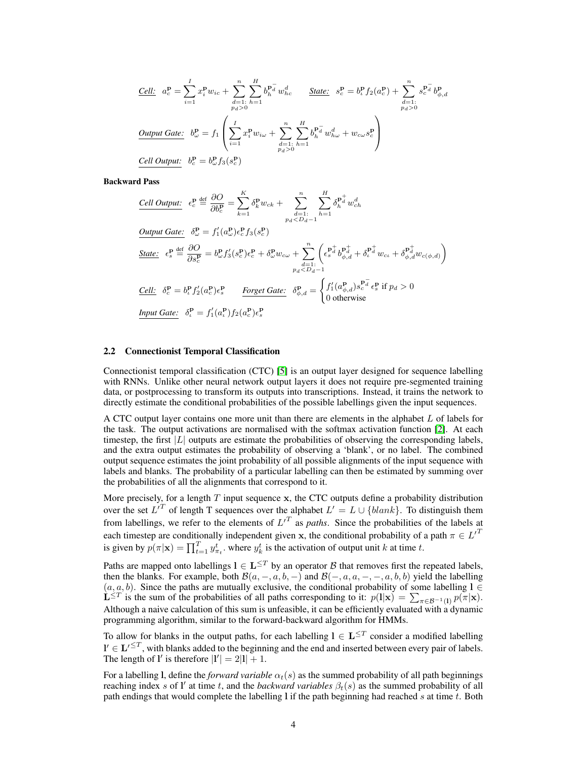*Cell:* $a_c^{\mathbf{p}} = \sum_{i=1}^{I} x_i^{\mathbf{p}} w_{ic} + \sum_{\substack{d=1: \\ p_d>0}}^{n} \sum_{h=1}^{H} b_h^{\mathbf{p}_d^-} w_{hc}^d$ *State:* $s_c^{\mathbf{p}} = b_\iota^{\mathbf{p}} f_2(a_c^{\mathbf{p}}) + \sum_{\substack{d=1: \\ p_d>0}}^{n} s_c^{\mathbf{p}_d^-} b_{\phi,d}^{\mathbf{p}}$

*Output Gate:* $b_\omega^{\mathbf{p}} = f_1\left(\sum_{i=1}^{I} x_i^{\mathbf{p}} w_{i\omega} + \sum_{\substack{d=1: \\ p_d>0}}^{n} \sum_{h=1}^{H} b_h^{\mathbf{p}_d^-} w_{h\omega}^d + w_{c\omega} s_c^{\mathbf{p}}\right)$

*Cell Output:* $b_c^{\mathbf{p}} = b_\omega^{\mathbf{p}} f_3(s_c^{\mathbf{p}})$

**Backward Pass**

*Cell Output:* $\epsilon_c^{\mathbf{p}} \stackrel{\text{def}}{=} \frac{\partial O}{\partial b_c^{\mathbf{p}}} = \sum_{k=1}^{K} \delta_k^{\mathbf{p}} w_{ck} + \sum_{\substack{d=1: \\ p_d<D_d-1}}^{n} \sum_{h=1}^{H} \delta_h^{\mathbf{p}_d^+} w_{ch}^d$

*Output Gate:* $\delta_\omega^{\mathbf{p}} = f_1'(a_\omega^{\mathbf{p}}) \epsilon_c^{\mathbf{p}} f_3(s_c^{\mathbf{p}})$

*State:* $\epsilon_s^{\mathbf{p}} \stackrel{\text{def}}{=} \frac{\partial O}{\partial s_c^{\mathbf{p}}} = b_\omega^{\mathbf{p}} f_3'(s_c^{\mathbf{p}}) \epsilon_c^{\mathbf{p}} + \delta_\omega^{\mathbf{p}} w_{c\omega} + \sum_{\substack{d=1: \\ p_d<D_d-1}}^{n} \left(\epsilon_s^{\mathbf{p}_d^+} b_{\phi,d}^{\mathbf{p}_d^+} + \delta_\iota^{\mathbf{p}_d^+} w_{c\iota} + \delta_{\phi,d}^{\mathbf{p}_d^+} w_{c(\phi,d)}\right)$

*Cell:* $\delta_c^{\mathbf{p}} = b_\iota^{\mathbf{p}} f_2'(a_c^{\mathbf{p}}) \epsilon_s^{\mathbf{p}}$ *Forget Gate:* $\delta_{\phi,d}^{\mathbf{p}} = \begin{cases} f_1'(a_{\phi,d}^{\mathbf{p}}) s_c^{\mathbf{p}_d^-} \epsilon_s^{\mathbf{p}} \text{ if } p_d > 0 \\ 0 \text{ otherwise} \end{cases}$

*Input Gate:* $\delta_\iota^{\mathbf{p}} = f_1'(a_\iota^{\mathbf{p}}) f_2(a_c^{\mathbf{p}}) \epsilon_s^{\mathbf{p}}$

## 2.2 Connectionist Temporal Classification

Connectionist temporal classification (CTC) [5] is an output layer designed for sequence labelling with RNNs. Unlike other neural network output layers it does not require pre-segmented training data, or postprocessing to transform its outputs into transcriptions. Instead, it trains the network to directly estimate the conditional probabilities of the possible labellings given the input sequences.

A CTC output layer contains one more unit than there are elements in the alphabet $L$ of labels for the task. The output activations are normalised with the softmax activation function [2]. At each timestep, the first $|L|$ outputs are estimate the probabilities of observing the corresponding labels, and the extra output estimates the probability of observing a 'blank', or no label. The combined output sequence estimates the joint probability of all possible alignments of the input sequence with labels and blanks. The probability of a particular labelling can then be estimated by summing over the probabilities of all the alignments that correspond to it.

More precisely, for a length $T$ input sequence $\mathbf{x}$, the CTC outputs define a probability distribution over the set $L'^T$ of length T sequences over the alphabet $L' = L \cup \{blank\}$. To distinguish them from labellings, we refer to the elements of $L'^T$ as *paths*. Since the probabilities of the labels at each timestep are conditionally independent given $\mathbf{x}$, the conditional probability of a path $\pi \in L'^T$ is given by $p(\pi|\mathbf{x}) = \prod_{t=1}^{T} y_{\pi_t}^t$. where $y_k^t$ is the activation of output unit $k$ at time $t$.

Paths are mapped onto labellings $\mathbf{l} \in \mathbf{L}^{\leq T}$ by an operator $\mathcal{B}$ that removes first the repeated labels, then the blanks. For example, both $\mathcal{B}(a, -, a, b, -)$ and $\mathcal{B}(-, a, a, -, -, a, b, b)$ yield the labelling $(a, a, b)$. Since the paths are mutually exclusive, the conditional probability of some labelling $\mathbf{l} \in \mathbf{L}^{\leq T}$ is the sum of the probabilities of all paths corresponding to it: $p(\mathbf{l}|\mathbf{x}) = \sum_{\pi \in \mathcal{B}^{-1}(\mathbf{l})} p(\pi|\mathbf{x})$. Although a naive calculation of this sum is unfeasible, it can be efficiently evaluated with a dynamic programming algorithm, similar to the forward-backward algorithm for HMMs.

To allow for blanks in the output paths, for each labelling $\mathbf{l} \in \mathbf{L}^{\leq T}$ consider a modified labelling $\mathbf{l}' \in \mathbf{L}'^{\leq T}$, with blanks added to the beginning and the end and inserted between every pair of labels. The length of $\mathbf{l}'$ is therefore $|\mathbf{l}'| = 2|\mathbf{l}| + 1$.

For a labelling $\mathbf{l}$, define the *forward variable* $\alpha_t(s)$ as the summed probability of all path beginnings reaching index $s$ of $\mathbf{l}'$ at time $t$, and the *backward variables* $\beta_t(s)$ as the summed probability of all path endings that would complete the labelling $\mathbf{l}$ if the path beginning had reached $s$ at time $t$. Both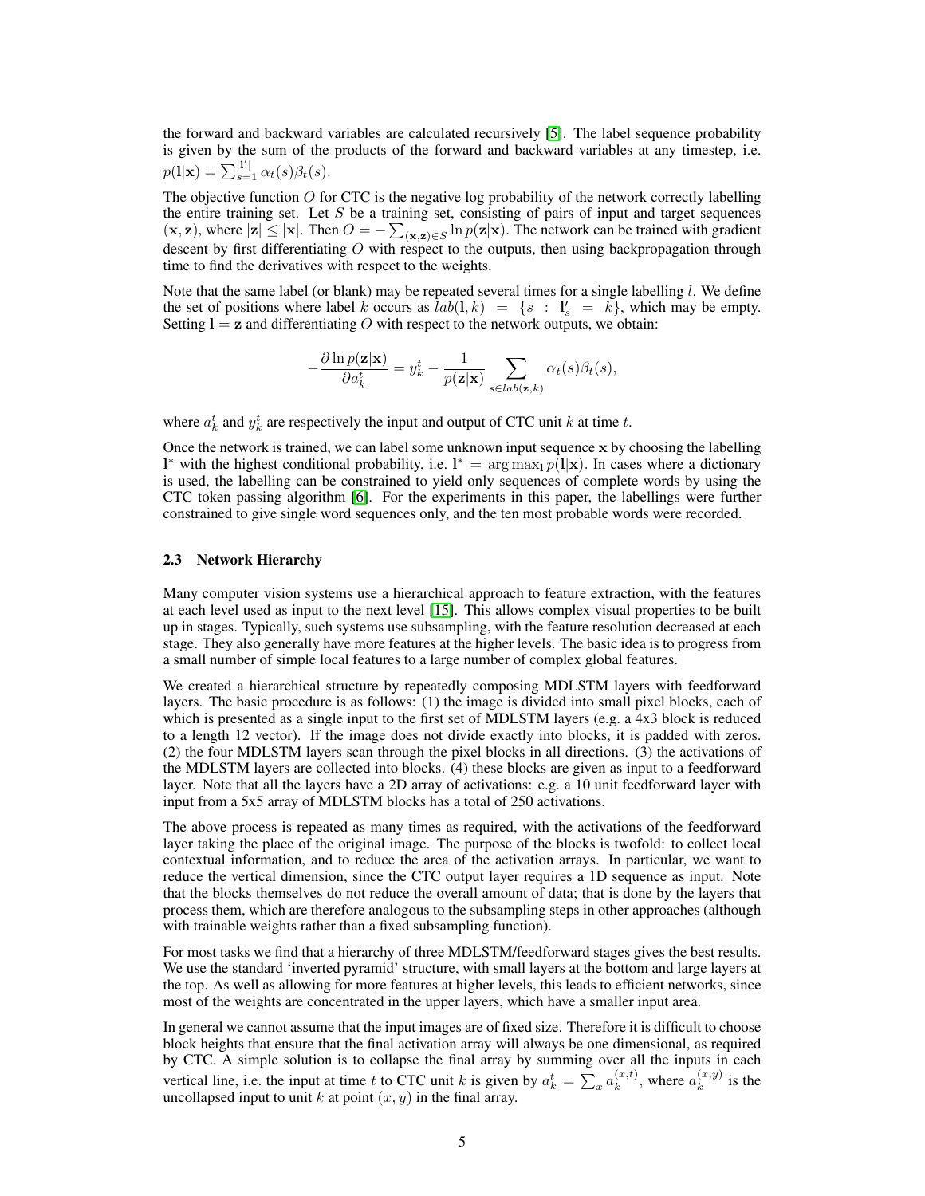the forward and backward variables are calculated recursively [5]. The label sequence probability is given by the sum of the products of the forward and backward variables at any timestep, i.e. $p(\mathbf{l}|\mathbf{x}) = \sum_{s=1}^{|\mathbf{l}'|} \alpha_t(s)\beta_t(s)$.

The objective function $O$ for CTC is the negative log probability of the network correctly labelling the entire training set. Let $S$ be a training set, consisting of pairs of input and target sequences $(\mathbf{x}, \mathbf{z})$, where $|\mathbf{z}| \leq |\mathbf{x}|$. Then $O = -\sum_{(\mathbf{x},\mathbf{z}) \in S} \ln p(\mathbf{z}|\mathbf{x})$. The network can be trained with gradient descent by first differentiating $O$ with respect to the outputs, then using backpropagation through time to find the derivatives with respect to the weights.

Note that the same label (or blank) may be repeated several times for a single labelling $l$. We define the set of positions where label $k$ occurs as $lab(\mathbf{l}, k) = \{s : \mathbf{l}'_s = k\}$, which may be empty. Setting $\mathbf{l} = \mathbf{z}$ and differentiating $O$ with respect to the network outputs, we obtain:

$$-\frac{\partial \ln p(\mathbf{z}|\mathbf{x})}{\partial a_k^t} = y_k^t - \frac{1}{p(\mathbf{z}|\mathbf{x})} \sum_{s \in lab(\mathbf{z},k)} \alpha_t(s)\beta_t(s),$$

where $a_k^t$ and $y_k^t$ are respectively the input and output of CTC unit $k$ at time $t$.

Once the network is trained, we can label some unknown input sequence $\mathbf{x}$ by choosing the labelling $\mathbf{l}^*$ with the highest conditional probability, i.e. $\mathbf{l}^* = \arg\max_{\mathbf{l}} p(\mathbf{l}|\mathbf{x})$. In cases where a dictionary is used, the labelling can be constrained to yield only sequences of complete words by using the CTC token passing algorithm [6]. For the experiments in this paper, the labellings were further constrained to give single word sequences only, and the ten most probable words were recorded.

### 2.3 Network Hierarchy

Many computer vision systems use a hierarchical approach to feature extraction, with the features at each level used as input to the next level [15]. This allows complex visual properties to be built up in stages. Typically, such systems use subsampling, with the feature resolution decreased at each stage. They also generally have more features at the higher levels. The basic idea is to progress from a small number of simple local features to a large number of complex global features.

We created a hierarchical structure by repeatedly composing MDLSTM layers with feedforward layers. The basic procedure is as follows: (1) the image is divided into small pixel blocks, each of which is presented as a single input to the first set of MDLSTM layers (e.g. a 4x3 block is reduced to a length 12 vector). If the image does not divide exactly into blocks, it is padded with zeros. (2) the four MDLSTM layers scan through the pixel blocks in all directions. (3) the activations of the MDLSTM layers are collected into blocks. (4) these blocks are given as input to a feedforward layer. Note that all the layers have a 2D array of activations: e.g. a 10 unit feedforward layer with input from a 5x5 array of MDLSTM blocks has a total of 250 activations.

The above process is repeated as many times as required, with the activations of the feedforward layer taking the place of the original image. The purpose of the blocks is twofold: to collect local contextual information, and to reduce the area of the activation arrays. In particular, we want to reduce the vertical dimension, since the CTC output layer requires a 1D sequence as input. Note that the blocks themselves do not reduce the overall amount of data; that is done by the layers that process them, which are therefore analogous to the subsampling steps in other approaches (although with trainable weights rather than a fixed subsampling function).

For most tasks we find that a hierarchy of three MDLSTM/feedforward stages gives the best results. We use the standard 'inverted pyramid' structure, with small layers at the bottom and large layers at the top. As well as allowing for more features at higher levels, this leads to efficient networks, since most of the weights are concentrated in the upper layers, which have a smaller input area.

In general we cannot assume that the input images are of fixed size. Therefore it is difficult to choose block heights that ensure that the final activation array will always be one dimensional, as required by CTC. A simple solution is to collapse the final array by summing over all the inputs in each vertical line, i.e. the input at time $t$ to CTC unit $k$ is given by $a_k^t = \sum_x a_k^{(x,t)}$, where $a_k^{(x,y)}$ is the uncollapsed input to unit $k$ at point $(x, y)$ in the final array.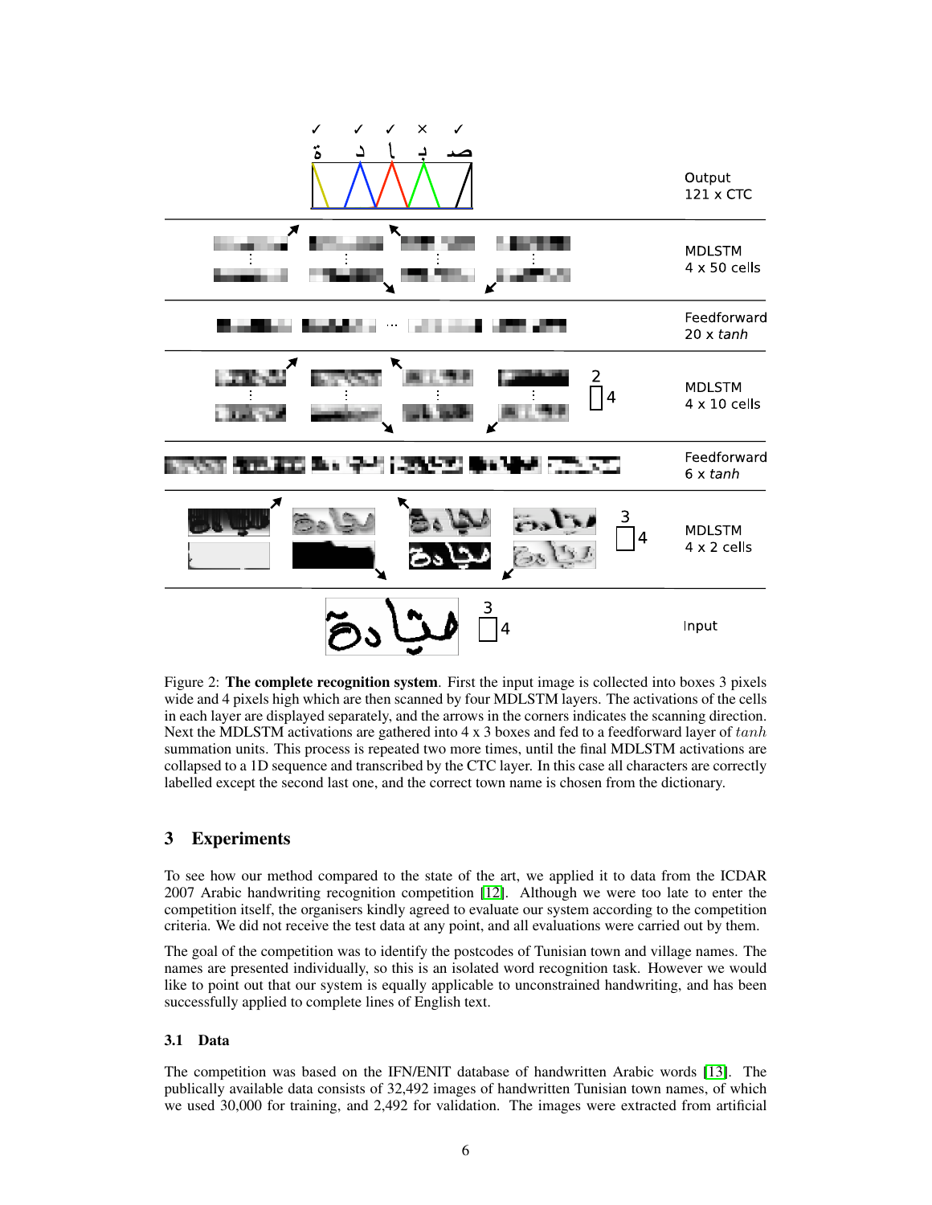Figure 2: **The complete recognition system**. First the input image is collected into boxes 3 pixels wide and 4 pixels high which are then scanned by four MDLSTM layers. The activations of the cells in each layer are displayed separately, and the arrows in the corners indicates the scanning direction. Next the MDLSTM activations are gathered into 4 x 3 boxes and fed to a feedforward layer of $tanh$ summation units. This process is repeated two more times, until the final MDLSTM activations are collapsed to a 1D sequence and transcribed by the CTC layer. In this case all characters are correctly labelled except the second last one, and the correct town name is chosen from the dictionary.

## 3 Experiments

To see how our method compared to the state of the art, we applied it to data from the ICDAR 2007 Arabic handwriting recognition competition [12]. Although we were too late to enter the competition itself, the organisers kindly agreed to evaluate our system according to the competition criteria. We did not receive the test data at any point, and all evaluations were carried out by them.

The goal of the competition was to identify the postcodes of Tunisian town and village names. The names are presented individually, so this is an isolated word recognition task. However we would like to point out that our system is equally applicable to unconstrained handwriting, and has been successfully applied to complete lines of English text.

### 3.1 Data

The competition was based on the IFN/ENIT database of handwritten Arabic words [13]. The publically available data consists of 32,492 images of handwritten Tunisian town names, of which we used 30,000 for training, and 2,492 for validation. The images were extracted from artificial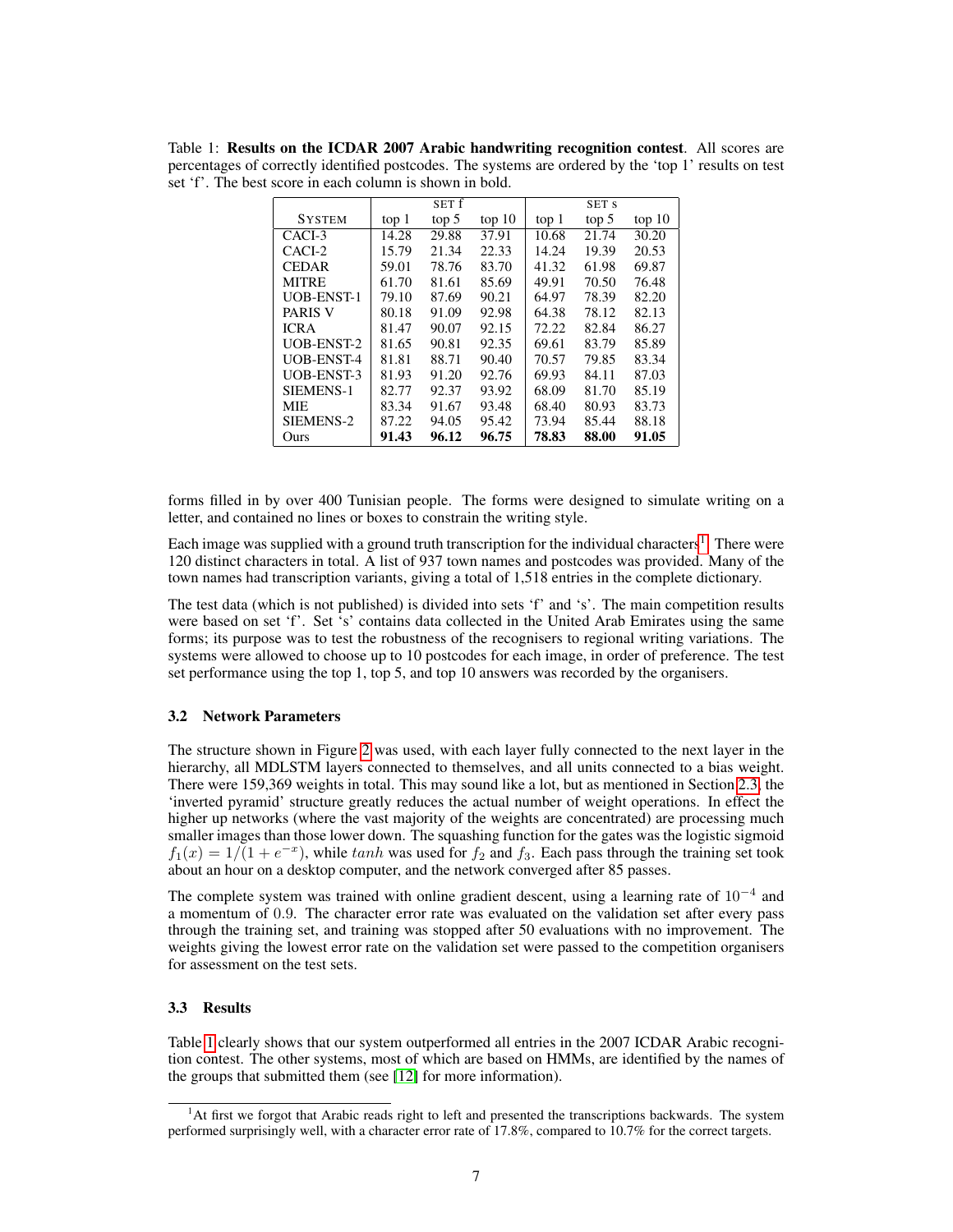Table 1: **Results on the ICDAR 2007 Arabic handwriting recognition contest**. All scores are percentages of correctly identified postcodes. The systems are ordered by the 'top 1' results on test set 'f'. The best score in each column is shown in bold.

| | SET f | | | SET s | | |
|---|---|---|---|---|---|---|
| SYSTEM | top 1 | top 5 | top 10 | top 1 | top 5 | top 10 |
| CACI-3 | 14.28 | 29.88 | 37.91 | 10.68 | 21.74 | 30.20 |
| CACI-2 | 15.79 | 21.34 | 22.33 | 14.24 | 19.39 | 20.53 |
| CEDAR | 59.01 | 78.76 | 83.70 | 41.32 | 61.98 | 69.87 |
| MITRE | 61.70 | 81.61 | 85.69 | 49.91 | 70.50 | 76.48 |
| UOB-ENST-1 | 79.10 | 87.69 | 90.21 | 64.97 | 78.39 | 82.20 |
| PARIS V | 80.18 | 91.09 | 92.98 | 64.38 | 78.12 | 82.13 |
| ICRA | 81.47 | 90.07 | 92.15 | 72.22 | 82.84 | 86.27 |
| UOB-ENST-2 | 81.65 | 90.81 | 92.35 | 69.61 | 83.79 | 85.89 |
| UOB-ENST-4 | 81.81 | 88.71 | 90.40 | 70.57 | 79.85 | 83.34 |
| UOB-ENST-3 | 81.93 | 91.20 | 92.76 | 69.93 | 84.11 | 87.03 |
| SIEMENS-1 | 82.77 | 92.37 | 93.92 | 68.09 | 81.70 | 85.19 |
| MIE | 83.34 | 91.67 | 93.48 | 68.40 | 80.93 | 83.73 |
| SIEMENS-2 | 87.22 | 94.05 | 95.42 | 73.94 | 85.44 | 88.18 |
| Ours | **91.43** | **96.12** | **96.75** | **78.83** | **88.00** | **91.05** |

forms filled in by over 400 Tunisian people. The forms were designed to simulate writing on a letter, and contained no lines or boxes to constrain the writing style.

Each image was supplied with a ground truth transcription for the individual characters[1]. There were 120 distinct characters in total. A list of 937 town names and postcodes was provided. Many of the town names had transcription variants, giving a total of 1,518 entries in the complete dictionary.

The test data (which is not published) is divided into sets 'f' and 's'. The main competition results were based on set 'f'. Set 's' contains data collected in the United Arab Emirates using the same forms; its purpose was to test the robustness of the recognisers to regional writing variations. The systems were allowed to choose up to 10 postcodes for each image, in order of preference. The test set performance using the top 1, top 5, and top 10 answers was recorded by the organisers.

### 3.2 Network Parameters

The structure shown in Figure 2 was used, with each layer fully connected to the next layer in the hierarchy, all MDLSTM layers connected to themselves, and all units connected to a bias weight. There were 159,369 weights in total. This may sound like a lot, but as mentioned in Section 2.3, the 'inverted pyramid' structure greatly reduces the actual number of weight operations. In effect the higher up networks (where the vast majority of the weights are concentrated) are processing much smaller images than those lower down. The squashing function for the gates was the logistic sigmoid $f_1(x) = 1/(1 + e^{-x})$, while $tanh$ was used for $f_2$ and $f_3$. Each pass through the training set took about an hour on a desktop computer, and the network converged after 85 passes.

The complete system was trained with online gradient descent, using a learning rate of $10^{-4}$ and a momentum of $0.9$. The character error rate was evaluated on the validation set after every pass through the training set, and training was stopped after 50 evaluations with no improvement. The weights giving the lowest error rate on the validation set were passed to the competition organisers for assessment on the test sets.

### 3.3 Results

Table 1 clearly shows that our system outperformed all entries in the 2007 ICDAR Arabic recognition contest. The other systems, most of which are based on HMMs, are identified by the names of the groups that submitted them (see [12] for more information).

[1] At first we forgot that Arabic reads right to left and presented the transcriptions backwards. The system performed surprisingly well, with a character error rate of 17.8%, compared to 10.7% for the correct targets.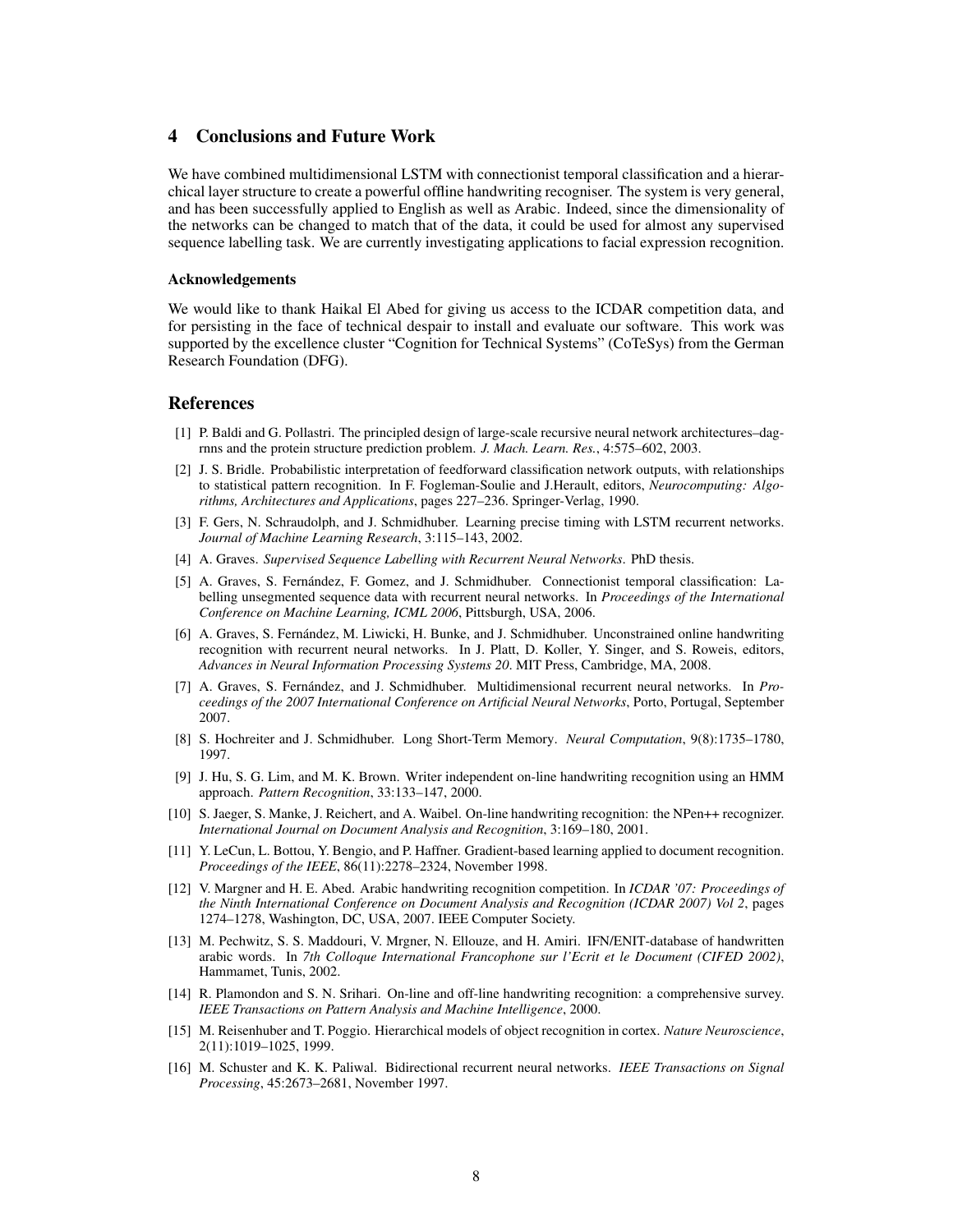## 4 Conclusions and Future Work

We have combined multidimensional LSTM with connectionist temporal classification and a hierarchical layer structure to create a powerful offline handwriting recogniser. The system is very general, and has been successfully applied to English as well as Arabic. Indeed, since the dimensionality of the networks can be changed to match that of the data, it could be used for almost any supervised sequence labelling task. We are currently investigating applications to facial expression recognition.

#### Acknowledgements

We would like to thank Haikal El Abed for giving us access to the ICDAR competition data, and for persisting in the face of technical despair to install and evaluate our software. This work was supported by the excellence cluster "Cognition for Technical Systems" (CoTeSys) from the German Research Foundation (DFG).

## References

[1] P. Baldi and G. Pollastri. The principled design of large-scale recursive neural network architectures–dag-rnns and the protein structure prediction problem. *J. Mach. Learn. Res.*, 4:575–602, 2003.

[2] J. S. Bridle. Probabilistic interpretation of feedforward classification network outputs, with relationships to statistical pattern recognition. In F. Fogleman-Soulie and J.Herault, editors, *Neurocomputing: Algorithms, Architectures and Applications*, pages 227–236. Springer-Verlag, 1990.

[3] F. Gers, N. Schraudolph, and J. Schmidhuber. Learning precise timing with LSTM recurrent networks. *Journal of Machine Learning Research*, 3:115–143, 2002.

[4] A. Graves. *Supervised Sequence Labelling with Recurrent Neural Networks*. PhD thesis.

[5] A. Graves, S. Fernández, F. Gomez, and J. Schmidhuber. Connectionist temporal classification: Labelling unsegmented sequence data with recurrent neural networks. In *Proceedings of the International Conference on Machine Learning, ICML 2006*, Pittsburgh, USA, 2006.

[6] A. Graves, S. Fernández, M. Liwicki, H. Bunke, and J. Schmidhuber. Unconstrained online handwriting recognition with recurrent neural networks. In J. Platt, D. Koller, Y. Singer, and S. Roweis, editors, *Advances in Neural Information Processing Systems 20*. MIT Press, Cambridge, MA, 2008.

[7] A. Graves, S. Fernández, and J. Schmidhuber. Multidimensional recurrent neural networks. In *Proceedings of the 2007 International Conference on Artificial Neural Networks*, Porto, Portugal, September 2007.

[8] S. Hochreiter and J. Schmidhuber. Long Short-Term Memory. *Neural Computation*, 9(8):1735–1780, 1997.

[9] J. Hu, S. G. Lim, and M. K. Brown. Writer independent on-line handwriting recognition using an HMM approach. *Pattern Recognition*, 33:133–147, 2000.

[10] S. Jaeger, S. Manke, J. Reichert, and A. Waibel. On-line handwriting recognition: the NPen++ recognizer. *International Journal on Document Analysis and Recognition*, 3:169–180, 2001.

[11] Y. LeCun, L. Bottou, Y. Bengio, and P. Haffner. Gradient-based learning applied to document recognition. *Proceedings of the IEEE*, 86(11):2278–2324, November 1998.

[12] V. Margner and H. E. Abed. Arabic handwriting recognition competition. In *ICDAR '07: Proceedings of the Ninth International Conference on Document Analysis and Recognition (ICDAR 2007) Vol 2*, pages 1274–1278, Washington, DC, USA, 2007. IEEE Computer Society.

[13] M. Pechwitz, S. S. Maddouri, V. Mrgner, N. Ellouze, and H. Amiri. IFN/ENIT-database of handwritten arabic words. In *7th Colloque International Francophone sur l'Ecrit et le Document (CIFED 2002)*, Hammamet, Tunis, 2002.

[14] R. Plamondon and S. N. Srihari. On-line and off-line handwriting recognition: a comprehensive survey. *IEEE Transactions on Pattern Analysis and Machine Intelligence*, 2000.

[15] M. Reisenhuber and T. Poggio. Hierarchical models of object recognition in cortex. *Nature Neuroscience*, 2(11):1019–1025, 1999.

[16] M. Schuster and K. K. Paliwal. Bidirectional recurrent neural networks. *IEEE Transactions on Signal Processing*, 45:2673–2681, November 1997.